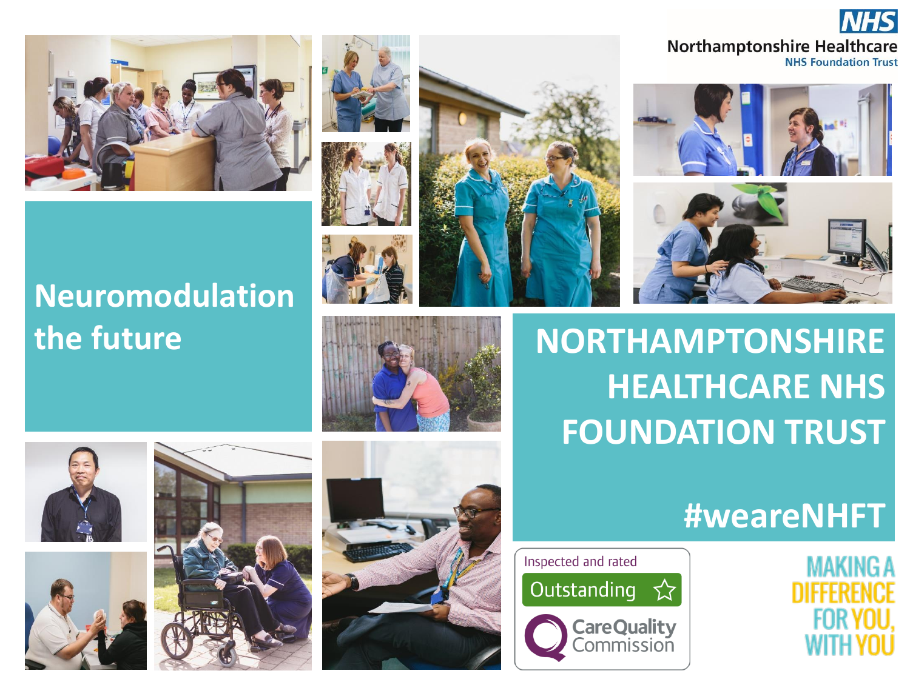NHS

Northamptonshire Healthcare
NHS Foundation Trust

# Neuromodulation the future

## NORTHAMPTONSHIRE HEALTHCARE NHS FOUNDATION TRUST

#weareNHFT

Inspected and rated
Outstanding
CareQuality Commission

MAKING A DIFFERENCE FOR YOU, WITH YOU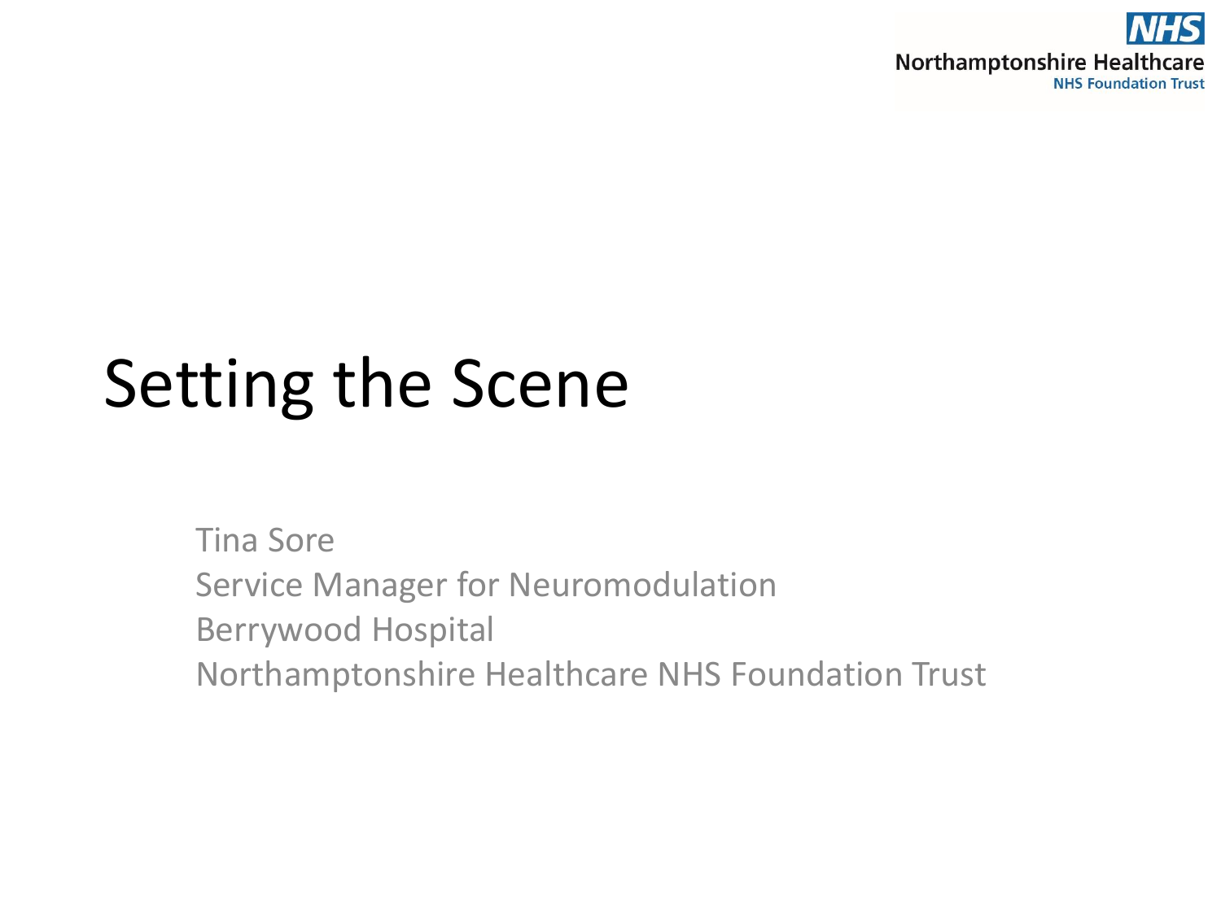**NHS**
**Northamptonshire Healthcare**
**NHS Foundation Trust**

# Setting the Scene

Tina Sore
Service Manager for Neuromodulation
Berrywood Hospital
Northamptonshire Healthcare NHS Foundation Trust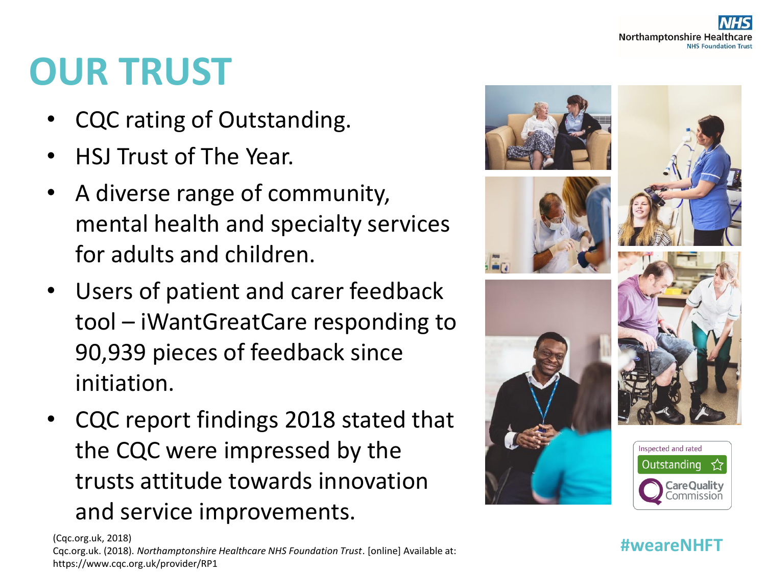# OUR TRUST

- CQC rating of Outstanding.
- HSJ Trust of The Year.
- A diverse range of community, mental health and specialty services for adults and children.
- Users of patient and carer feedback tool – iWantGreatCare responding to 90,939 pieces of feedback since initiation.
- CQC report findings 2018 stated that the CQC were impressed by the trusts attitude towards innovation and service improvements.

(Cqc.org.uk, 2018)
Cqc.org.uk. (2018). *Northamptonshire Healthcare NHS Foundation Trust*. [online] Available at: https://www.cqc.org.uk/provider/RP1

#weareNHFT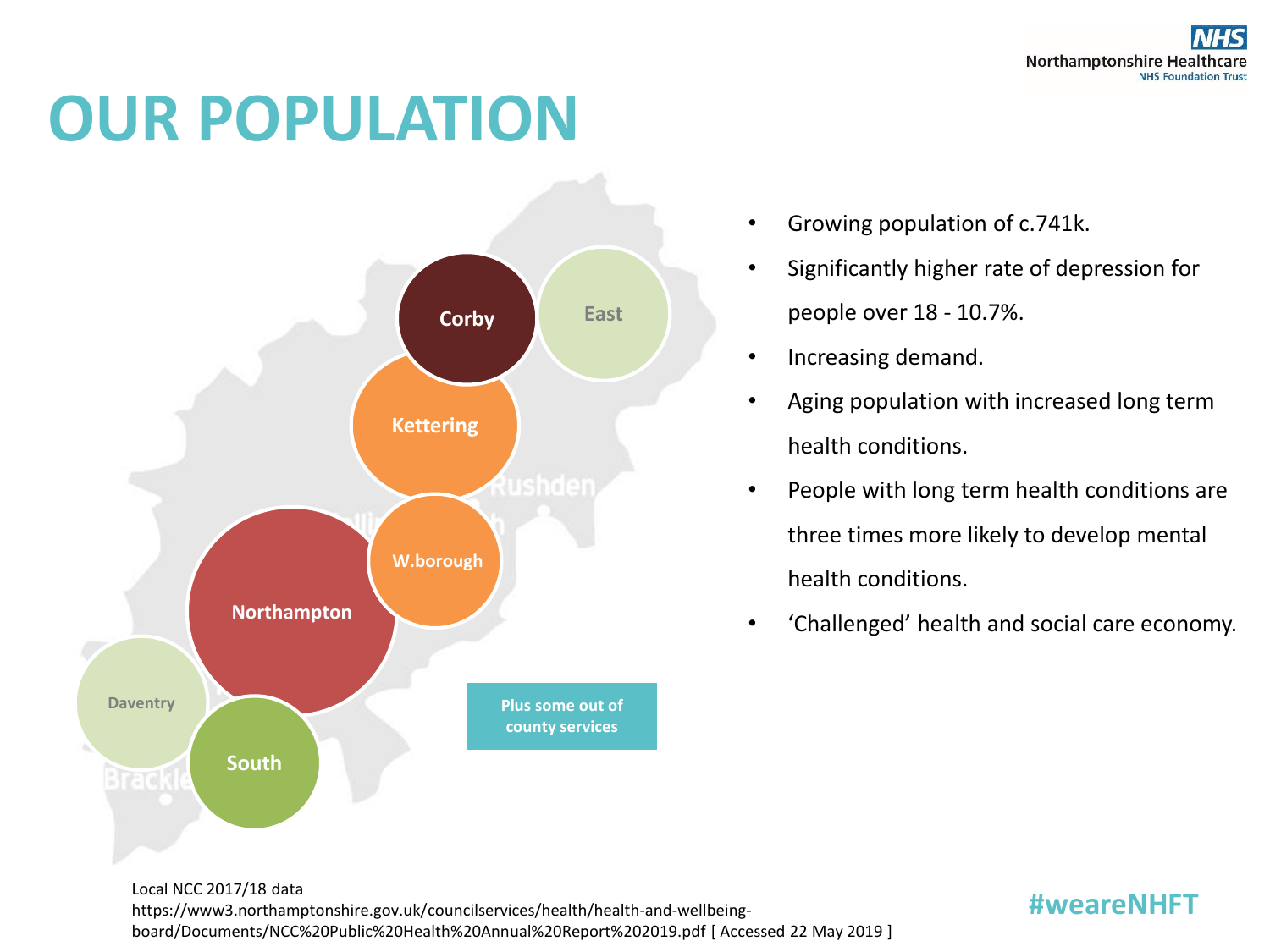# OUR POPULATION

Corby

East

Kettering

W.borough

Northampton

Daventry

South

Plus some out of county services

- Growing population of c.741k.
- Significantly higher rate of depression for people over 18 - 10.7%.
- Increasing demand.
- Aging population with increased long term health conditions.
- People with long term health conditions are three times more likely to develop mental health conditions.
- 'Challenged' health and social care economy.

Local NCC 2017/18 data
https://www3.northamptonshire.gov.uk/councilservices/health/health-and-wellbeing-board/Documents/NCC%20Public%20Health%20Annual%20Report%202019.pdf [ Accessed 22 May 2019 ]

#weareNHFT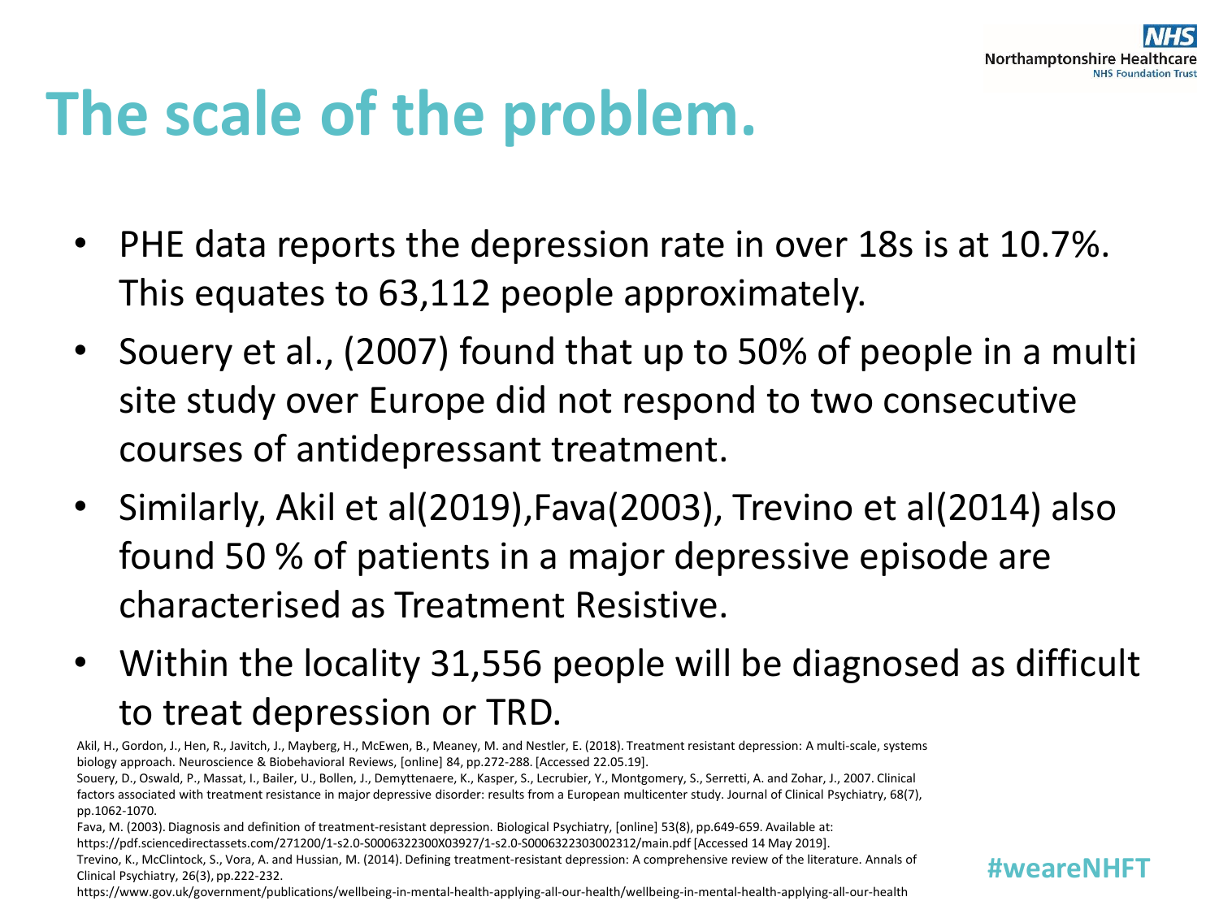# The scale of the problem.

- PHE data reports the depression rate in over 18s is at 10.7%. This equates to 63,112 people approximately.
- Souery et al., (2007) found that up to 50% of people in a multi site study over Europe did not respond to two consecutive courses of antidepressant treatment.
- Similarly, Akil et al(2019),Fava(2003), Trevino et al(2014) also found 50 % of patients in a major depressive episode are characterised as Treatment Resistive.
- Within the locality 31,556 people will be diagnosed as difficult to treat depression or TRD.

Akil, H., Gordon, J., Hen, R., Javitch, J., Mayberg, H., McEwen, B., Meaney, M. and Nestler, E. (2018). Treatment resistant depression: A multi-scale, systems biology approach. Neuroscience & Biobehavioral Reviews, [online] 84, pp.272-288. [Accessed 22.05.19].

Souery, D., Oswald, P., Massat, I., Bailer, U., Bollen, J., Demyttenaere, K., Kasper, S., Lecrubier, Y., Montgomery, S., Serretti, A. and Zohar, J., 2007. Clinical factors associated with treatment resistance in major depressive disorder: results from a European multicenter study. Journal of Clinical Psychiatry, 68(7), pp.1062-1070.

Fava, M. (2003). Diagnosis and definition of treatment-resistant depression. Biological Psychiatry, [online] 53(8), pp.649-659. Available at: https://pdf.sciencedirectassets.com/271200/1-s2.0-S0006322300X03927/1-s2.0-S0006322303002312/main.pdf [Accessed 14 May 2019].

Trevino, K., McClintock, S., Vora, A. and Hussian, M. (2014). Defining treatment-resistant depression: A comprehensive review of the literature. Annals of Clinical Psychiatry, 26(3), pp.222-232.

https://www.gov.uk/government/publications/wellbeing-in-mental-health-applying-all-our-health/wellbeing-in-mental-health-applying-all-our-health

#weareNHFT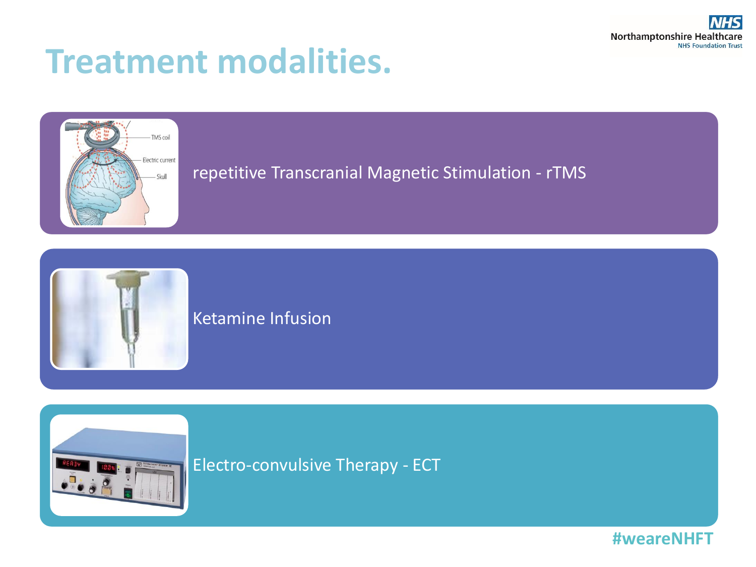# Treatment modalities.

- repetitive Transcranial Magnetic Stimulation - rTMS
- Ketamine Infusion
- Electro-convulsive Therapy - ECT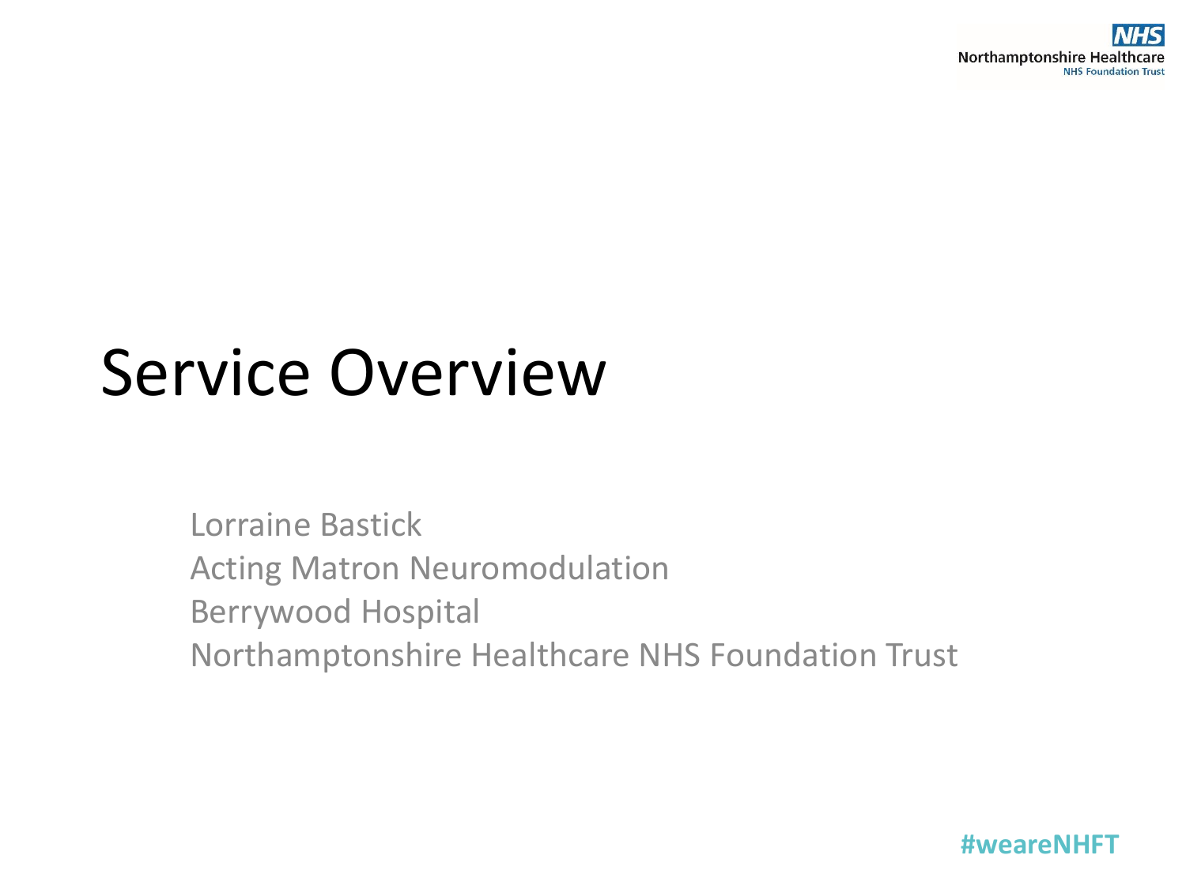# Service Overview

Lorraine Bastick
Acting Matron Neuromodulation
Berrywood Hospital
Northamptonshire Healthcare NHS Foundation Trust

#weareNHFT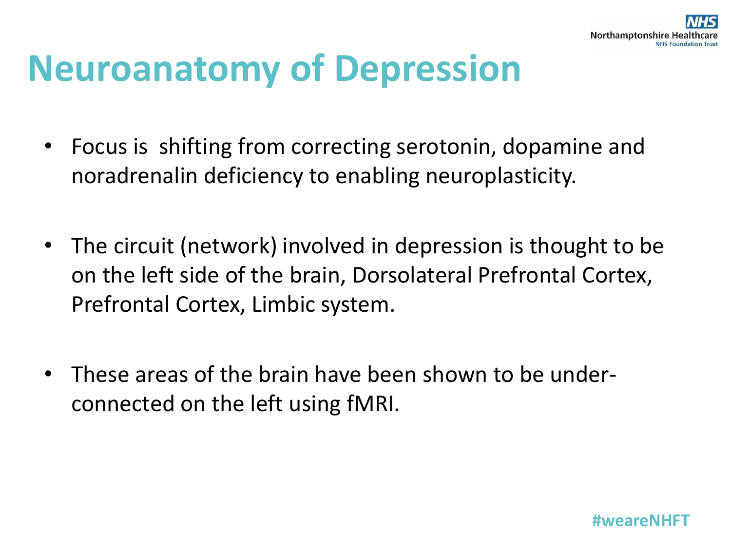# Neuroanatomy of Depression

- Focus is shifting from correcting serotonin, dopamine and noradrenalin deficiency to enabling neuroplasticity.
- The circuit (network) involved in depression is thought to be on the left side of the brain, Dorsolateral Prefrontal Cortex, Prefrontal Cortex, Limbic system.
- These areas of the brain have been shown to be under-connected on the left using fMRI.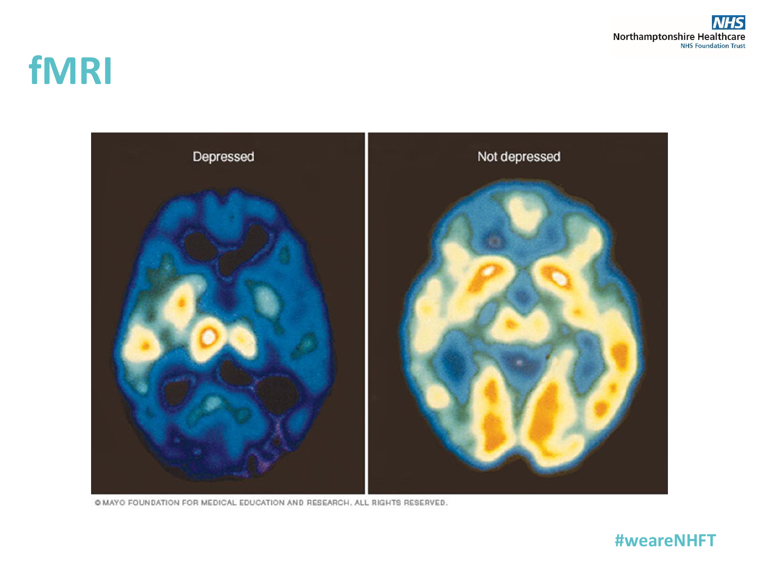# fMRI

Depressed

Not depressed

© MAYO FOUNDATION FOR MEDICAL EDUCATION AND RESEARCH. ALL RIGHTS RESERVED.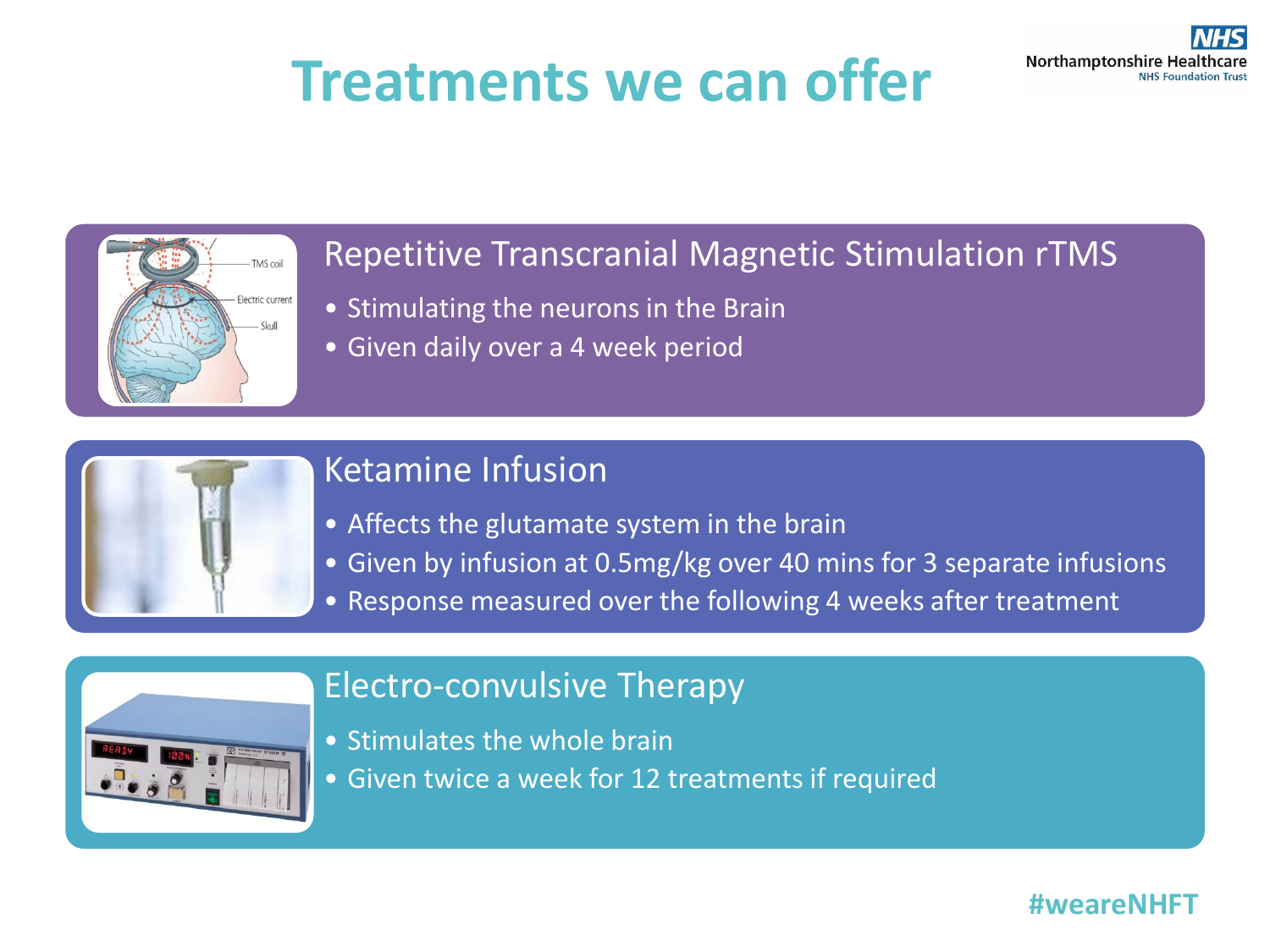# Treatments we can offer

## Repetitive Transcranial Magnetic Stimulation rTMS

- Stimulating the neurons in the Brain
- Given daily over a 4 week period

## Ketamine Infusion

- Affects the glutamate system in the brain
- Given by infusion at 0.5mg/kg over 40 mins for 3 separate infusions
- Response measured over the following 4 weeks after treatment

## Electro-convulsive Therapy

- Stimulates the whole brain
- Given twice a week for 12 treatments if required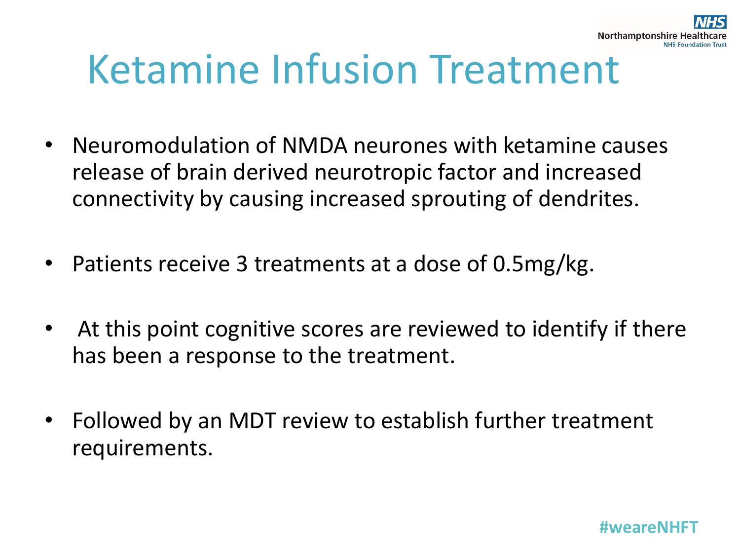# Ketamine Infusion Treatment

- Neuromodulation of NMDA neurones with ketamine causes release of brain derived neurotropic factor and increased connectivity by causing increased sprouting of dendrites.
- Patients receive 3 treatments at a dose of 0.5mg/kg.
- At this point cognitive scores are reviewed to identify if there has been a response to the treatment.
- Followed by an MDT review to establish further treatment requirements.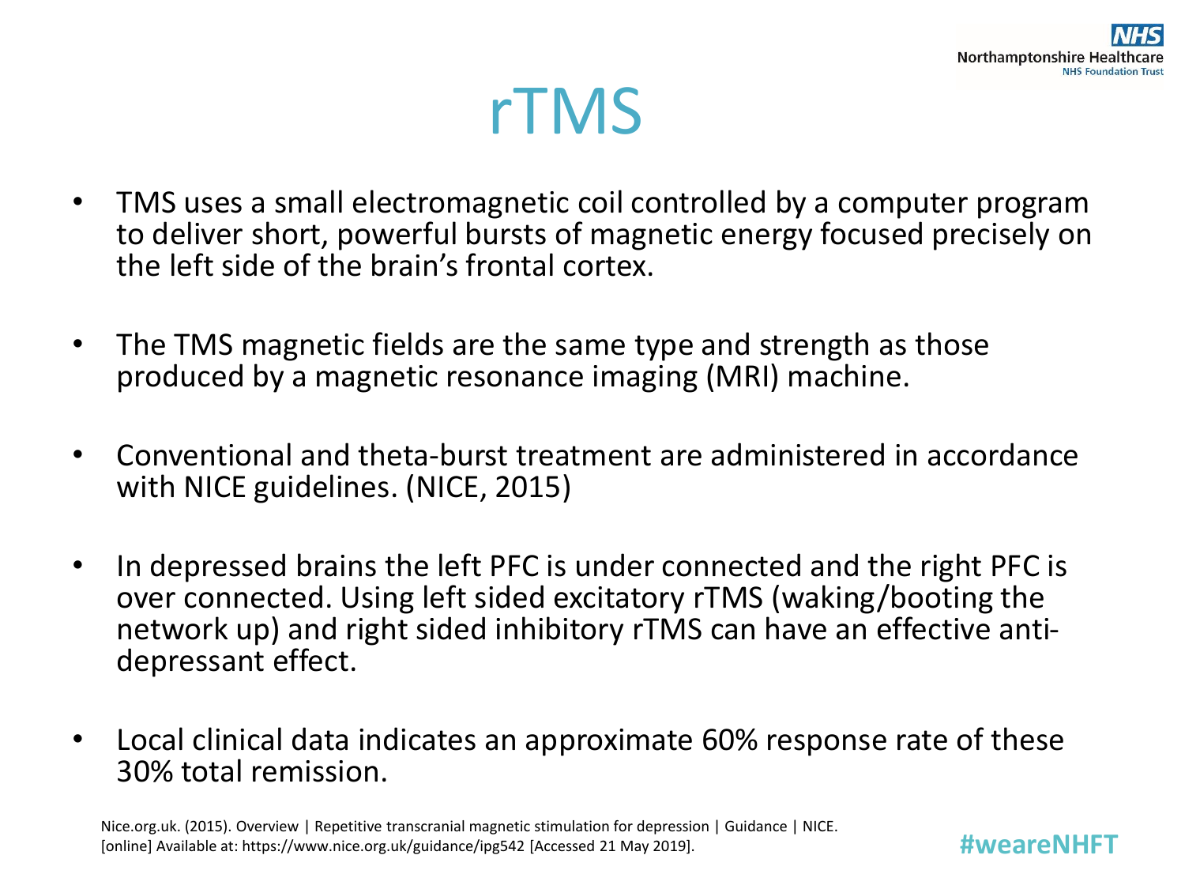# rTMS

- TMS uses a small electromagnetic coil controlled by a computer program to deliver short, powerful bursts of magnetic energy focused precisely on the left side of the brain's frontal cortex.
- The TMS magnetic fields are the same type and strength as those produced by a magnetic resonance imaging (MRI) machine.
- Conventional and theta-burst treatment are administered in accordance with NICE guidelines. (NICE, 2015)
- In depressed brains the left PFC is under connected and the right PFC is over connected. Using left sided excitatory rTMS (waking/booting the network up) and right sided inhibitory rTMS can have an effective anti-depressant effect.
- Local clinical data indicates an approximate 60% response rate of these 30% total remission.

Nice.org.uk. (2015). Overview | Repetitive transcranial magnetic stimulation for depression | Guidance | NICE. [online] Available at: https://www.nice.org.uk/guidance/ipg542 [Accessed 21 May 2019].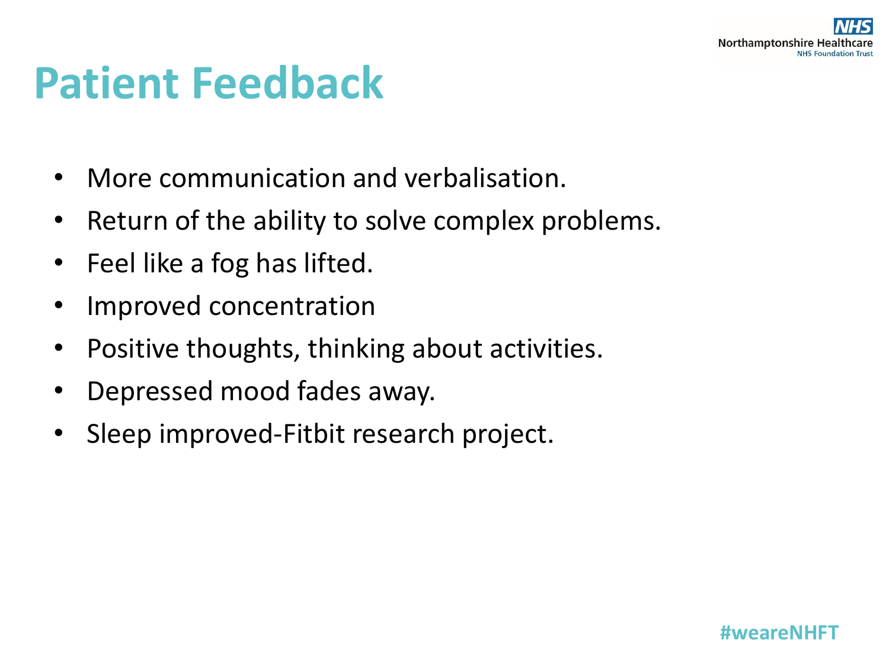# Patient Feedback

- More communication and verbalisation.
- Return of the ability to solve complex problems.
- Feel like a fog has lifted.
- Improved concentration
- Positive thoughts, thinking about activities.
- Depressed mood fades away.
- Sleep improved-Fitbit research project.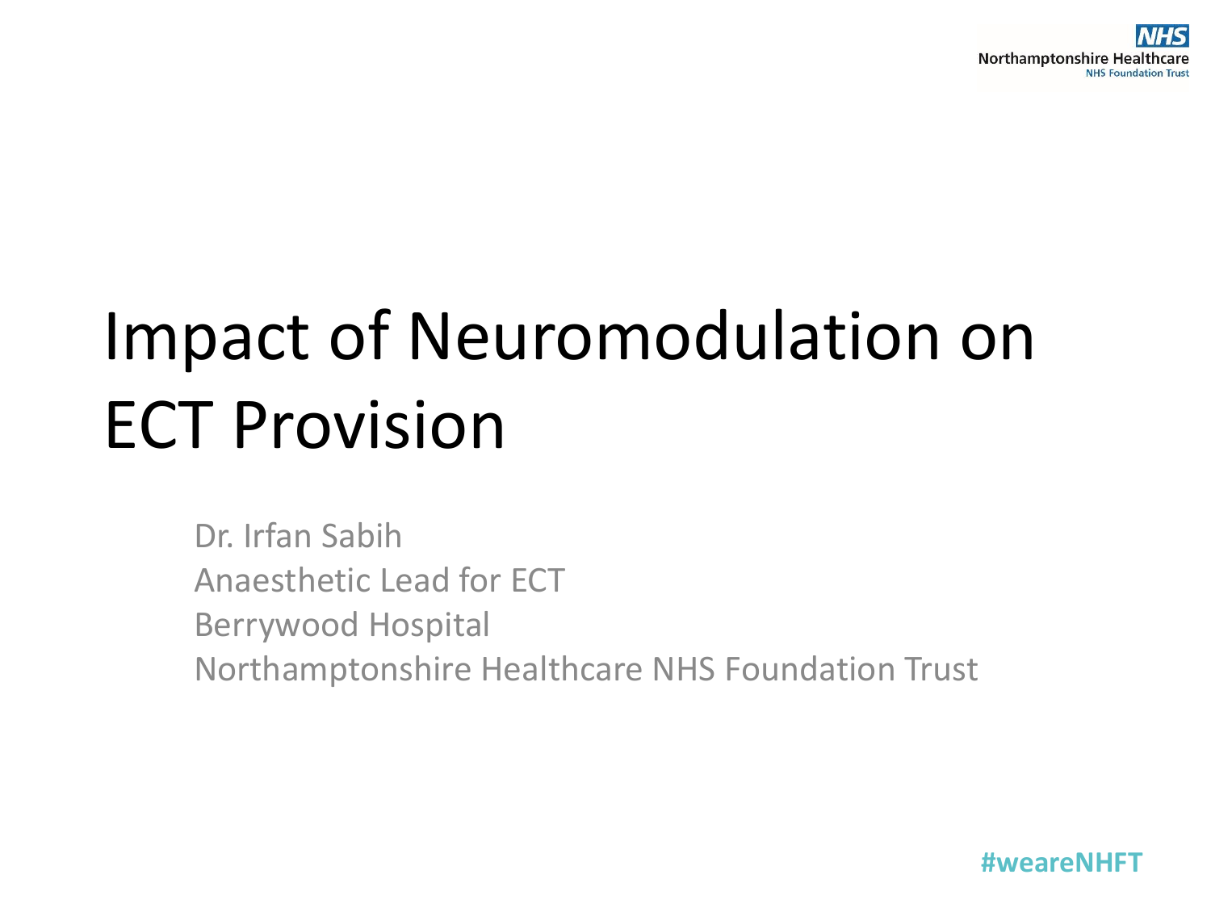# Impact of Neuromodulation on ECT Provision

Dr. Irfan Sabih
Anaesthetic Lead for ECT
Berrywood Hospital
Northamptonshire Healthcare NHS Foundation Trust

#weareNHFT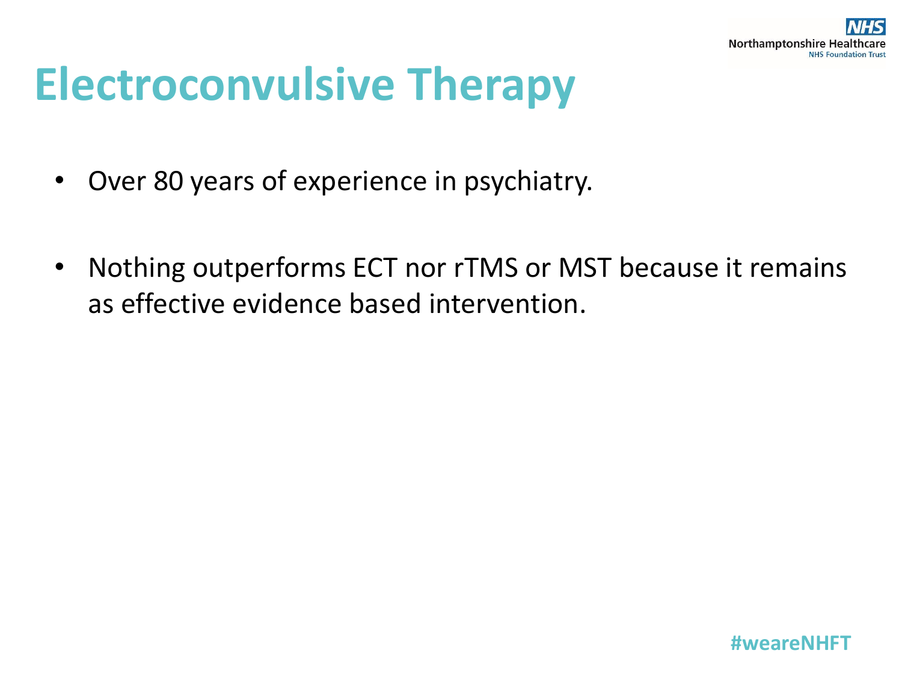# Electroconvulsive Therapy

- Over 80 years of experience in psychiatry.
- Nothing outperforms ECT nor rTMS or MST because it remains as effective evidence based intervention.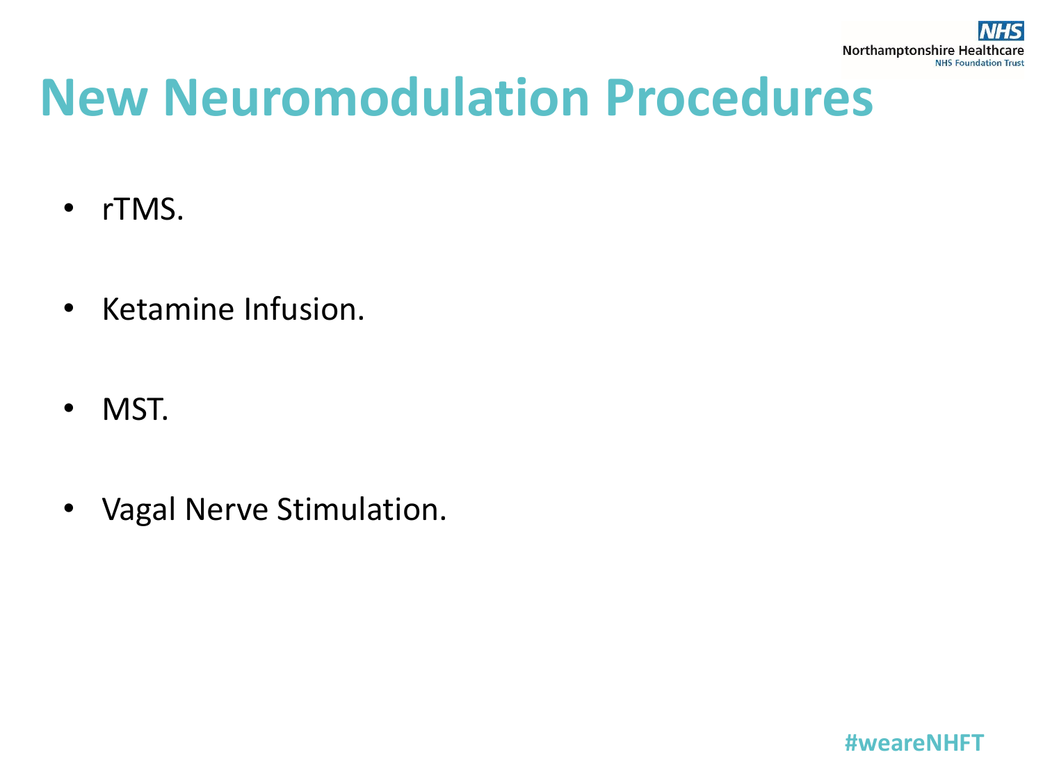# New Neuromodulation Procedures

- rTMS.
- Ketamine Infusion.
- MST.
- Vagal Nerve Stimulation.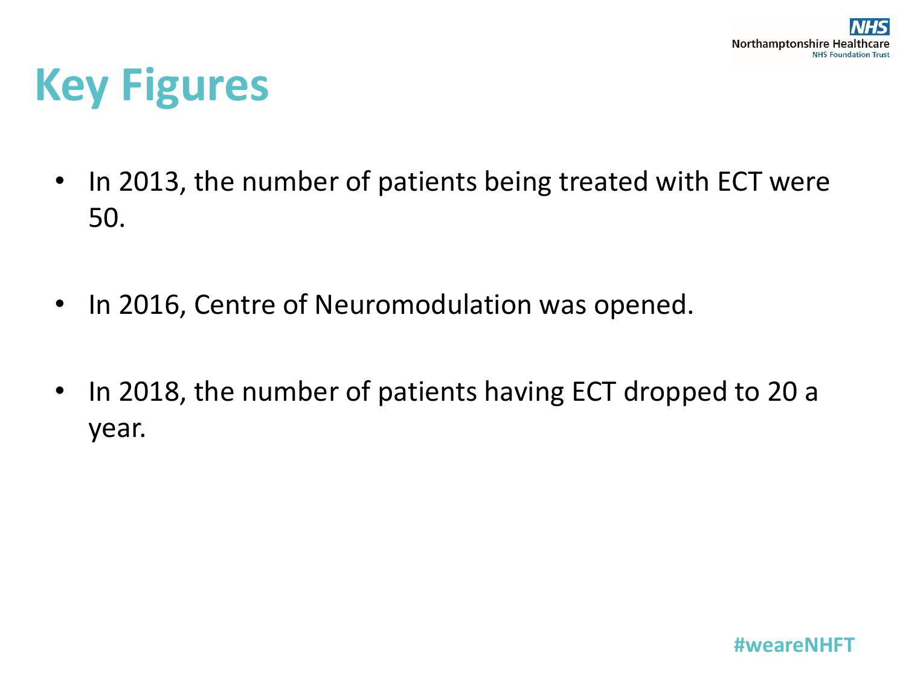# Key Figures

- In 2013, the number of patients being treated with ECT were 50.
- In 2016, Centre of Neuromodulation was opened.
- In 2018, the number of patients having ECT dropped to 20 a year.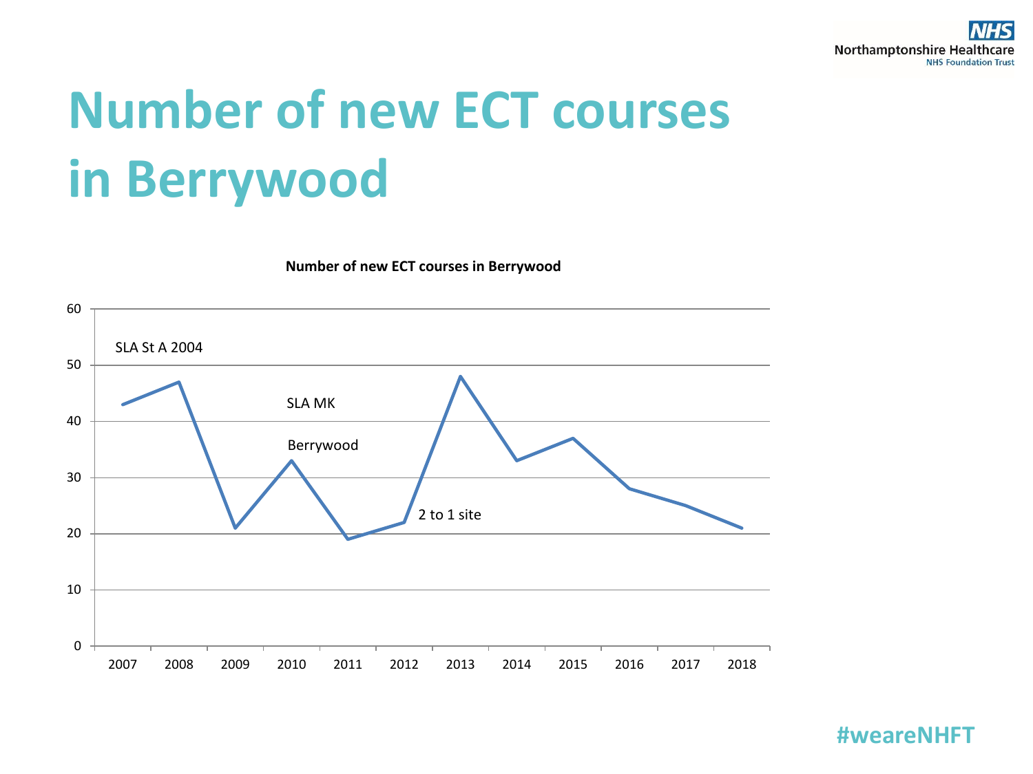# Number of new ECT courses in Berrywood

**Number of new ECT courses in Berrywood**

| Year | Number of new ECT courses |
|---|---|
| 2007 | 43 |
| 2008 | 47 |
| 2009 | 21 |
| 2010 | 33 |
| 2011 | 19 |
| 2012 | 22 |
| 2013 | 48 |
| 2014 | 33 |
| 2015 | 37 |
| 2016 | 28 |
| 2017 | 25 |
| 2018 | 21 |

Annotations: SLA St A 2004; SLA MK; Berrywood; 2 to 1 site

#weareNHFT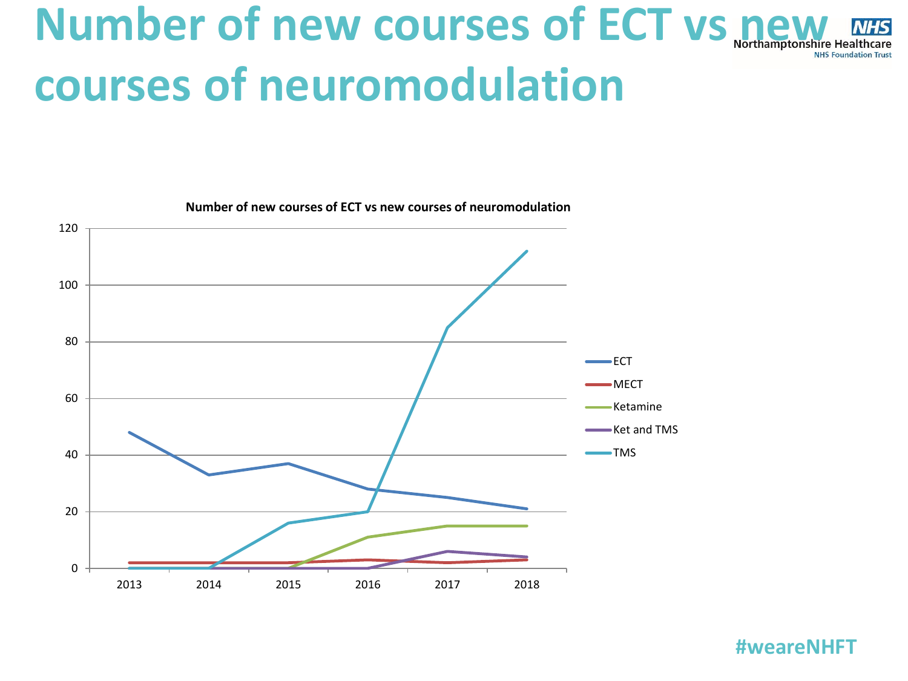# Number of new courses of ECT vs new courses of neuromodulation

**Number of new courses of ECT vs new courses of neuromodulation**

| Year | ECT | MECT | Ketamine | Ket and TMS | TMS |
|---|---|---|---|---|---|
| 2013 | 48 | 2 | | 0 | 0 |
| 2014 | 33 | 2 | | 0 | 0 |
| 2015 | 37 | 2 | 0 | 0 | 16 |
| 2016 | 28 | 3 | 11 | 0 | 20 |
| 2017 | 25 | 2 | 15 | 6 | 85 |
| 2018 | 21 | 3 | 15 | 4 | 112 |

#weareNHFT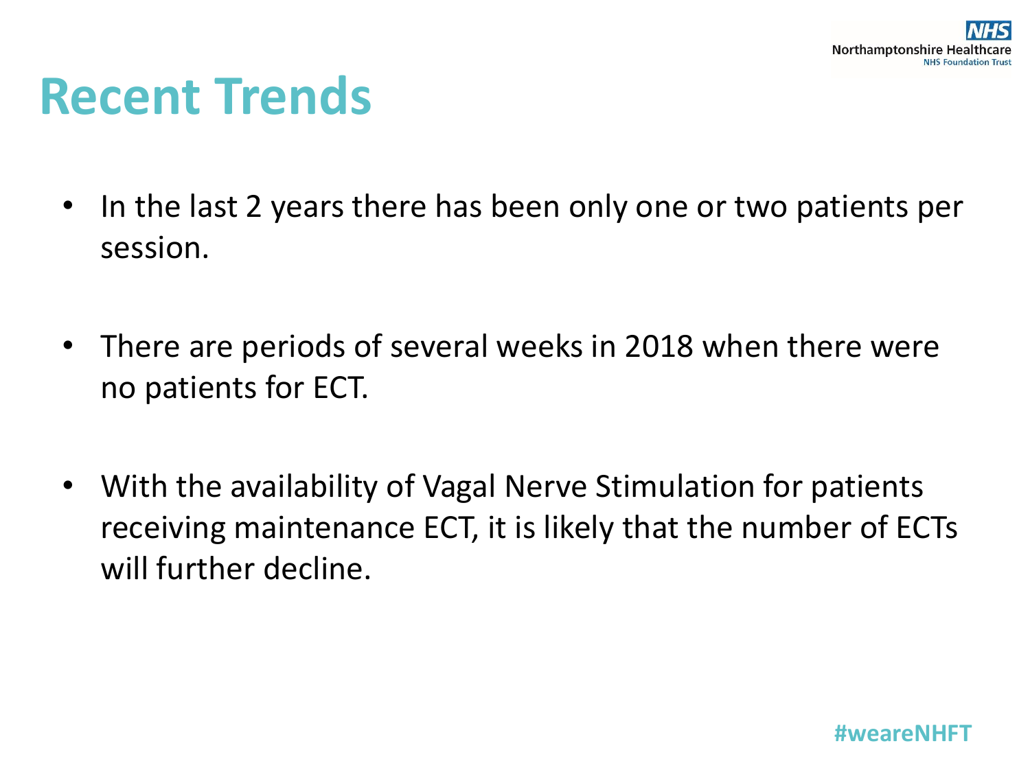# Recent Trends

- In the last 2 years there has been only one or two patients per session.

- There are periods of several weeks in 2018 when there were no patients for ECT.

- With the availability of Vagal Nerve Stimulation for patients receiving maintenance ECT, it is likely that the number of ECTs will further decline.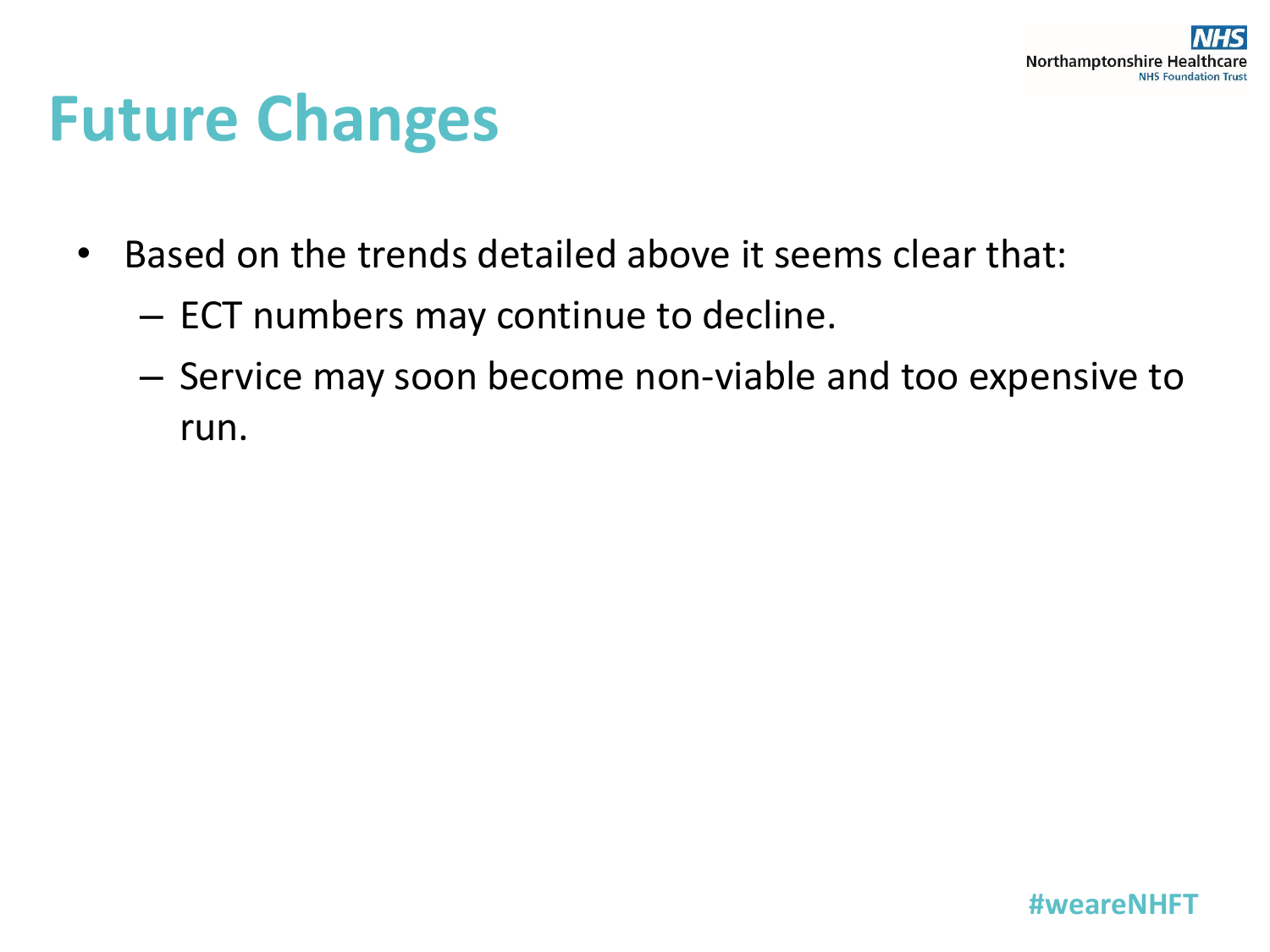# Future Changes

- Based on the trends detailed above it seems clear that:
  - ECT numbers may continue to decline.
  - Service may soon become non-viable and too expensive to run.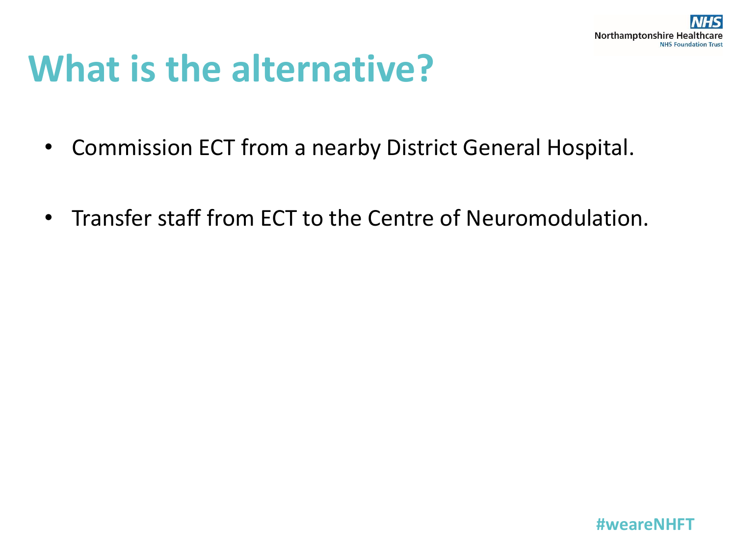# What is the alternative?

- Commission ECT from a nearby District General Hospital.
- Transfer staff from ECT to the Centre of Neuromodulation.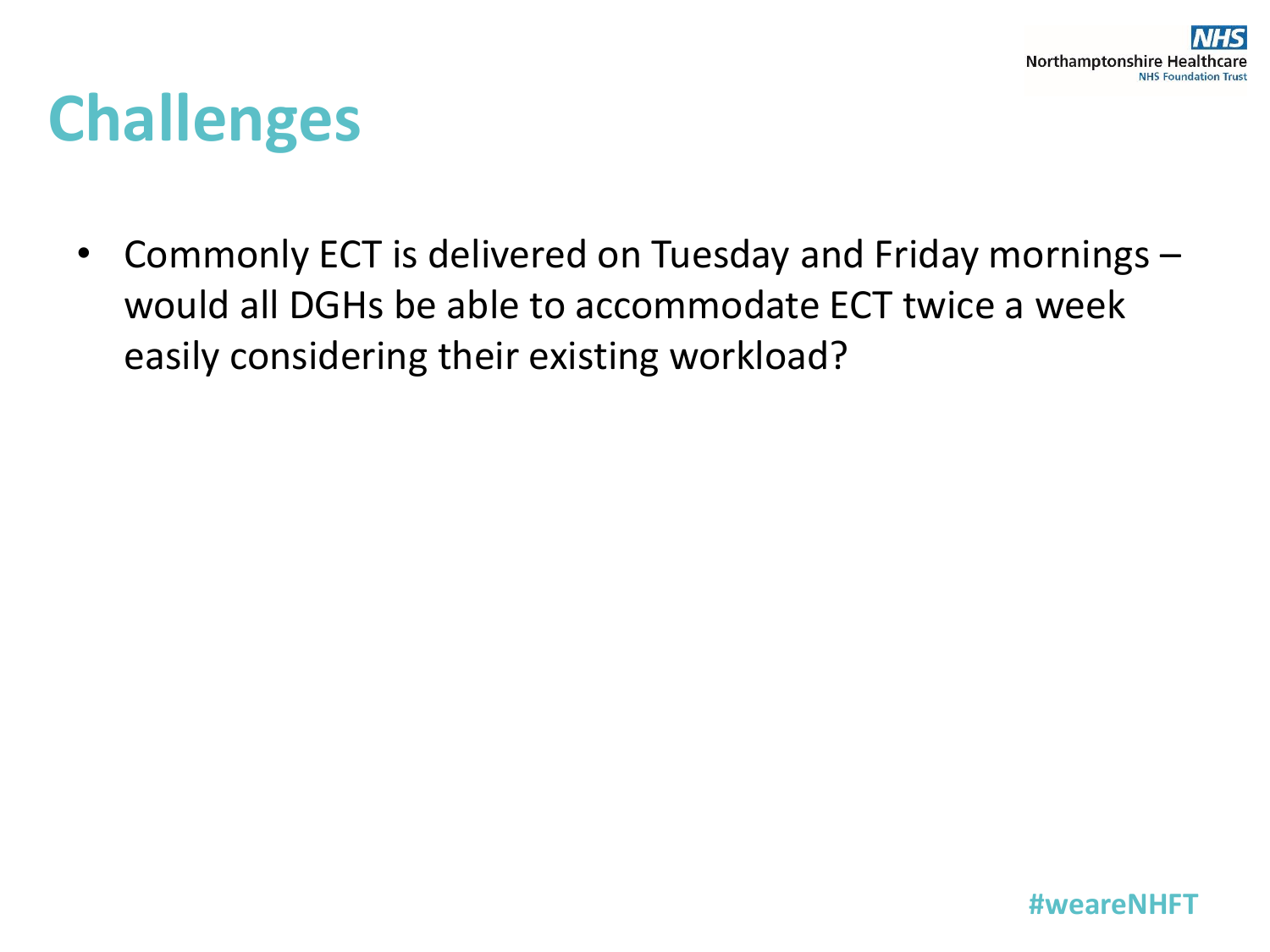# Challenges

- Commonly ECT is delivered on Tuesday and Friday mornings – would all DGHs be able to accommodate ECT twice a week easily considering their existing workload?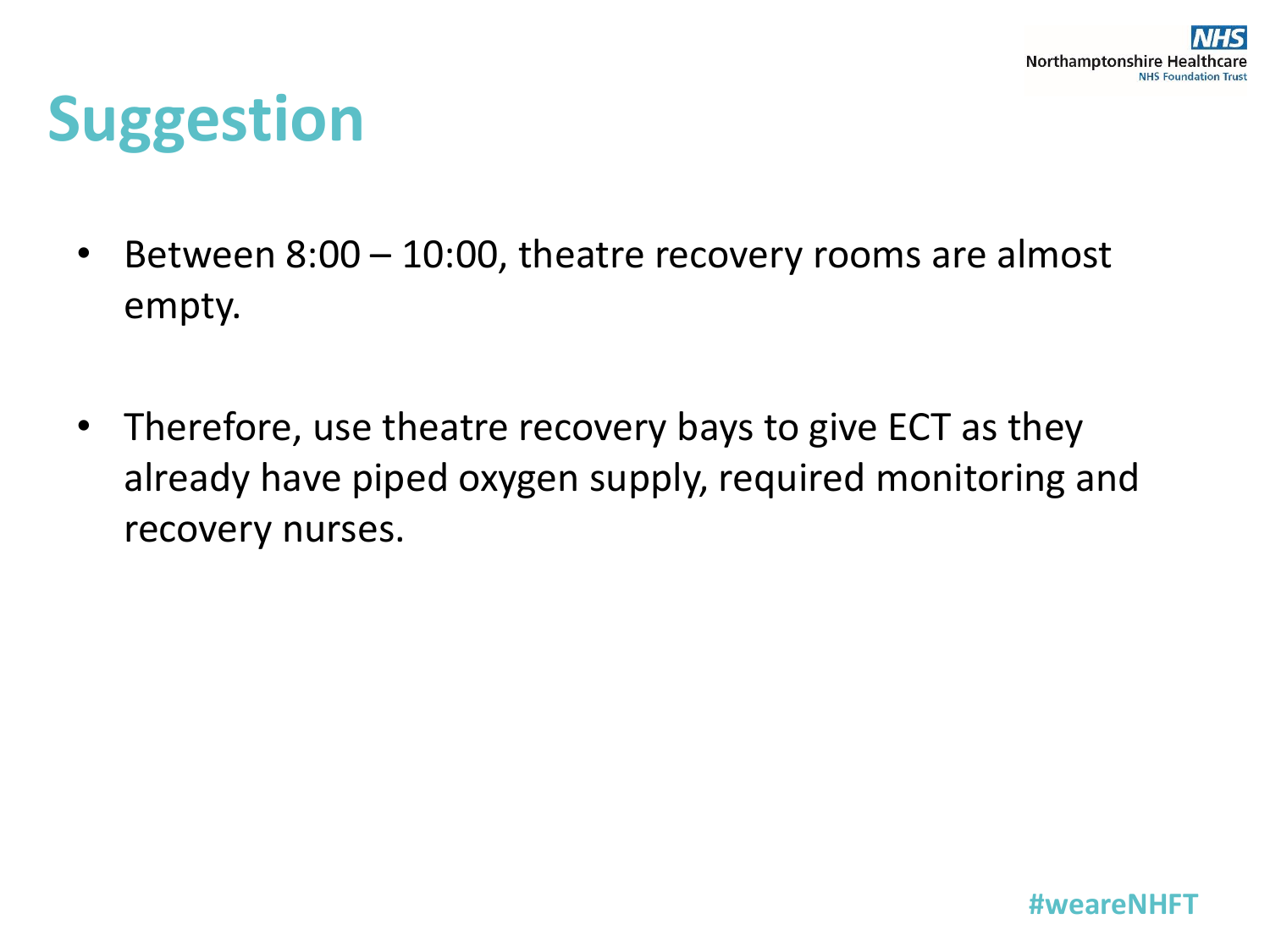# Suggestion

- Between 8:00 – 10:00, theatre recovery rooms are almost empty.

- Therefore, use theatre recovery bays to give ECT as they already have piped oxygen supply, required monitoring and recovery nurses.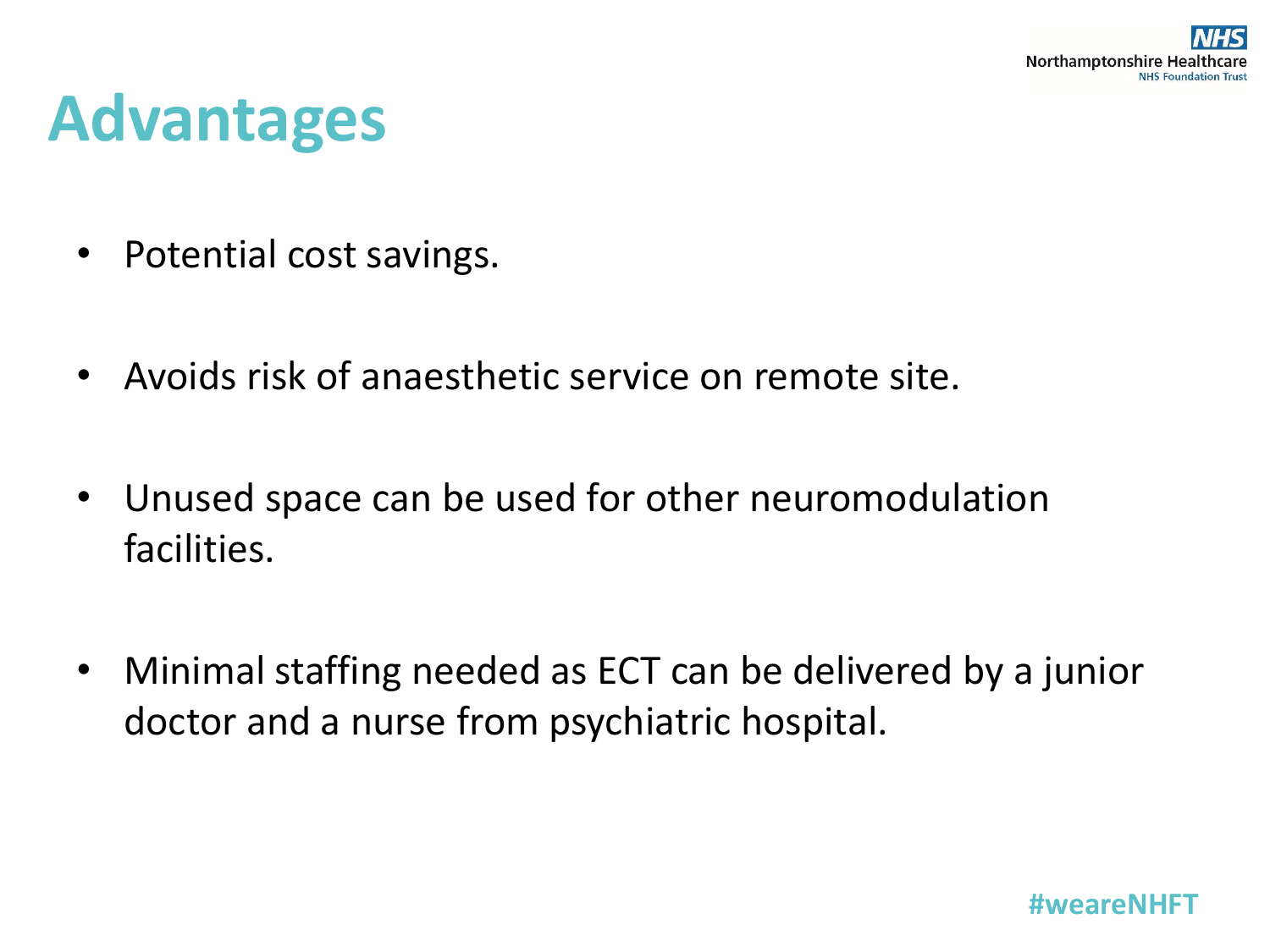# Advantages

- Potential cost savings.
- Avoids risk of anaesthetic service on remote site.
- Unused space can be used for other neuromodulation facilities.
- Minimal staffing needed as ECT can be delivered by a junior doctor and a nurse from psychiatric hospital.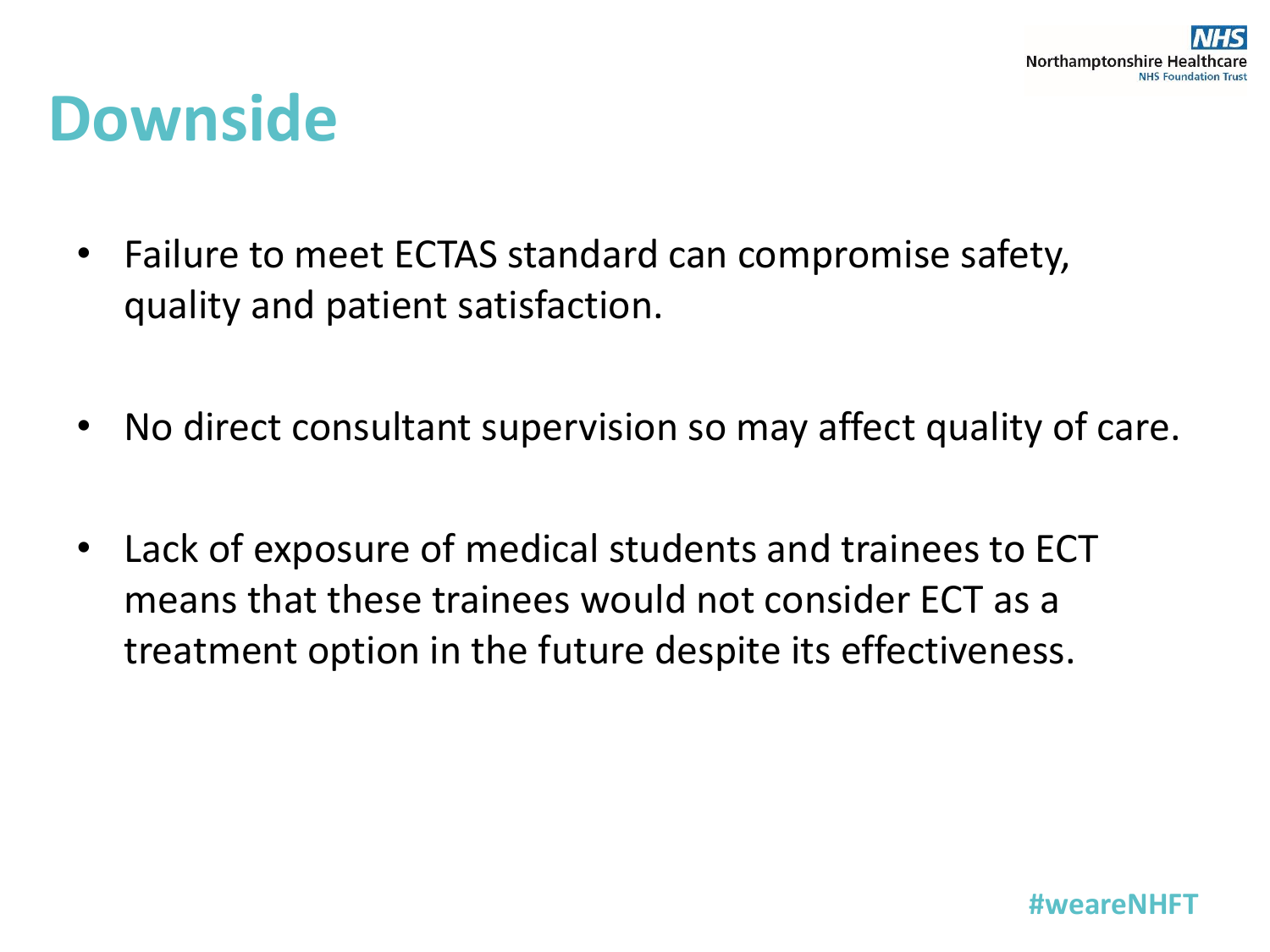# Downside

- Failure to meet ECTAS standard can compromise safety, quality and patient satisfaction.
- No direct consultant supervision so may affect quality of care.
- Lack of exposure of medical students and trainees to ECT means that these trainees would not consider ECT as a treatment option in the future despite its effectiveness.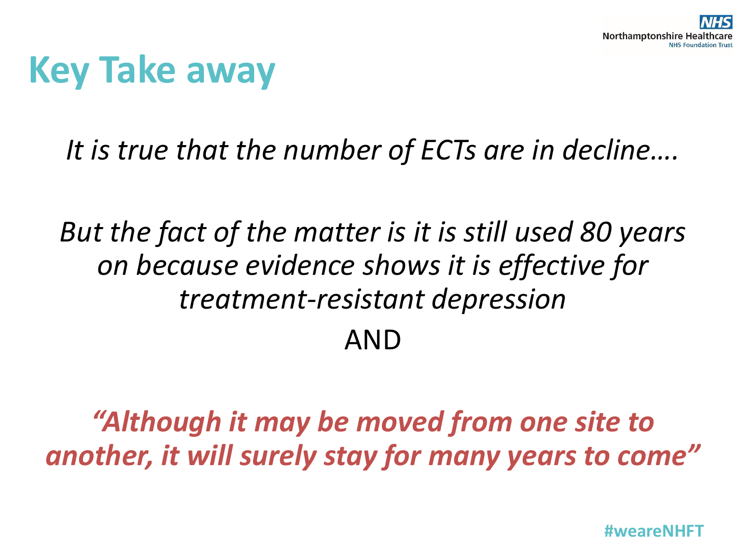# Key Take away

*It is true that the number of ECTs are in decline….*

*But the fact of the matter is it is still used 80 years on because evidence shows it is effective for treatment-resistant depression*

AND

***"Although it may be moved from one site to another, it will surely stay for many years to come"***

#weareNHFT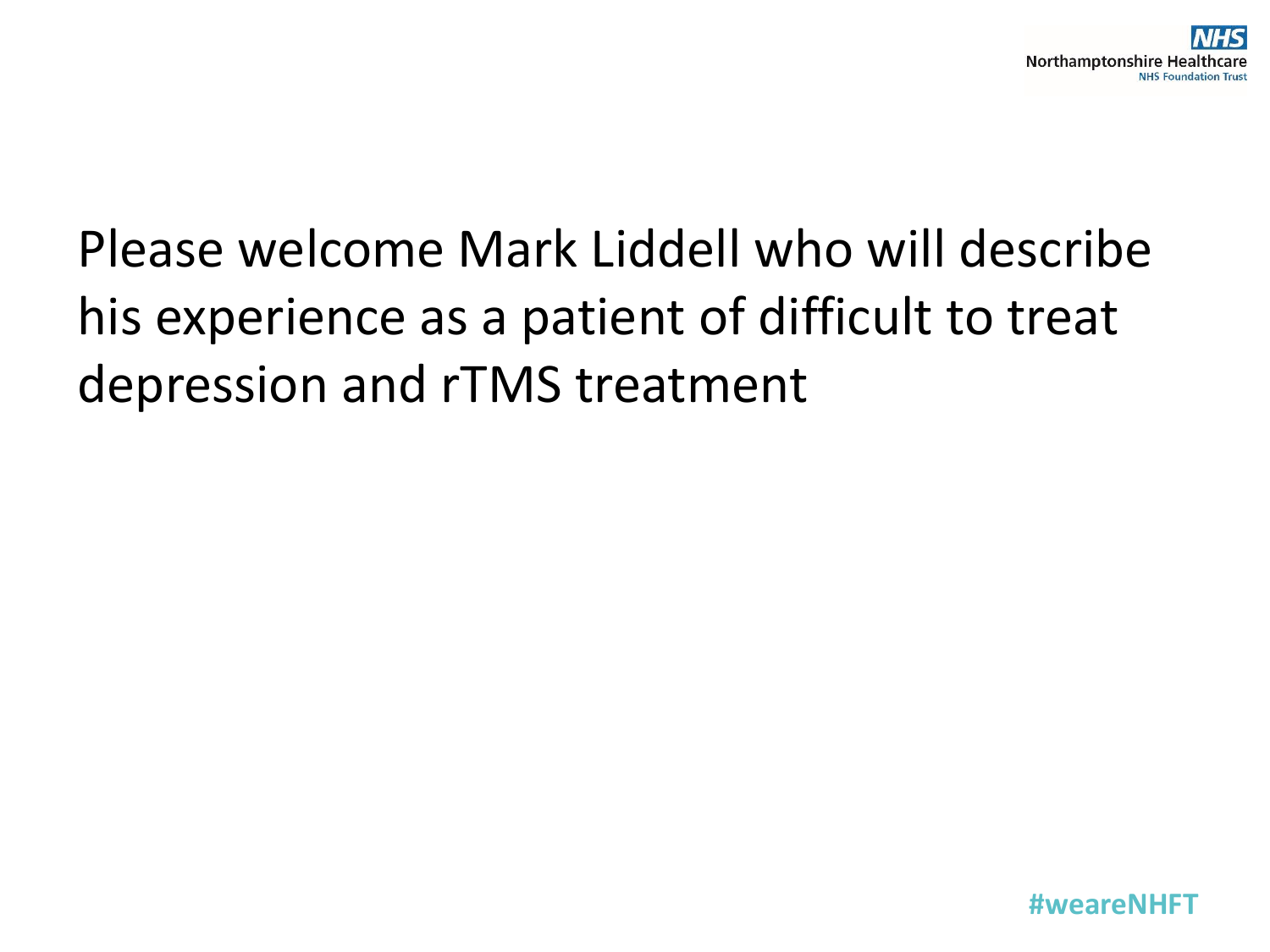Please welcome Mark Liddell who will describe his experience as a patient of difficult to treat depression and rTMS treatment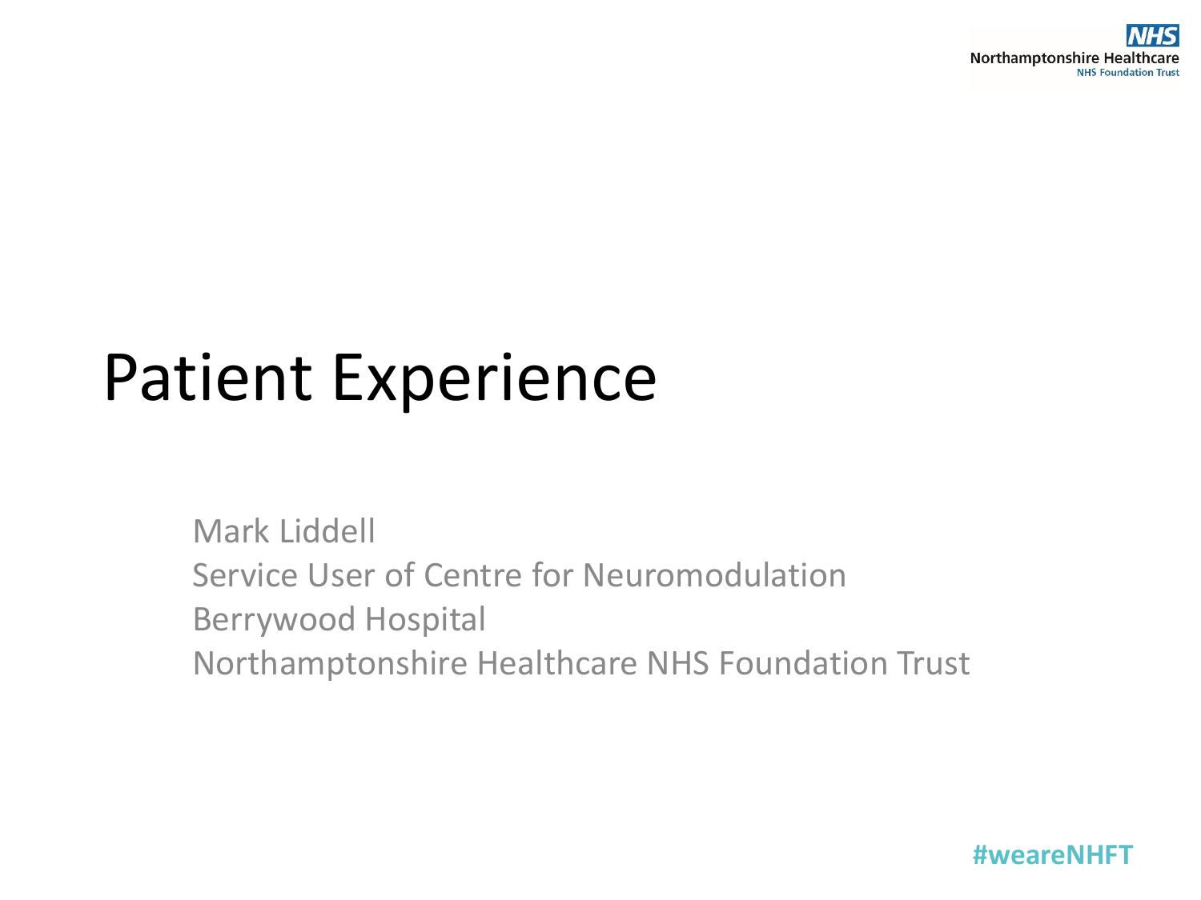# Patient Experience

Mark Liddell
Service User of Centre for Neuromodulation
Berrywood Hospital
Northamptonshire Healthcare NHS Foundation Trust

#weareNHFT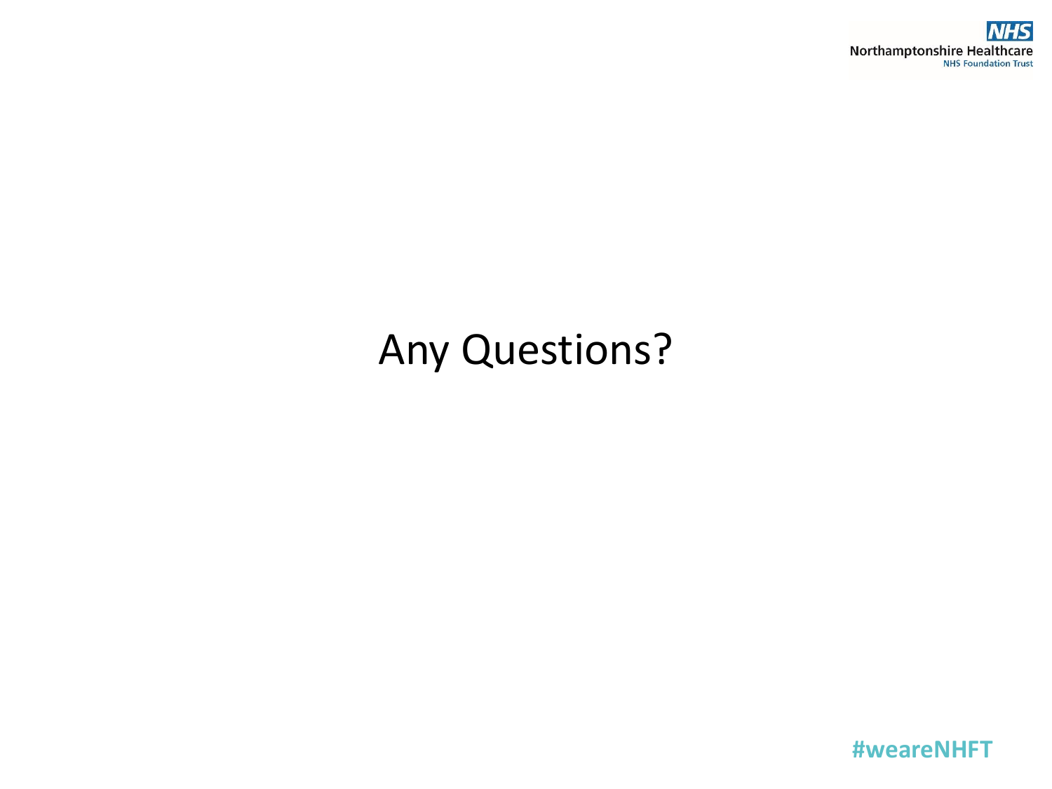# Any Questions?

#weareNHFT